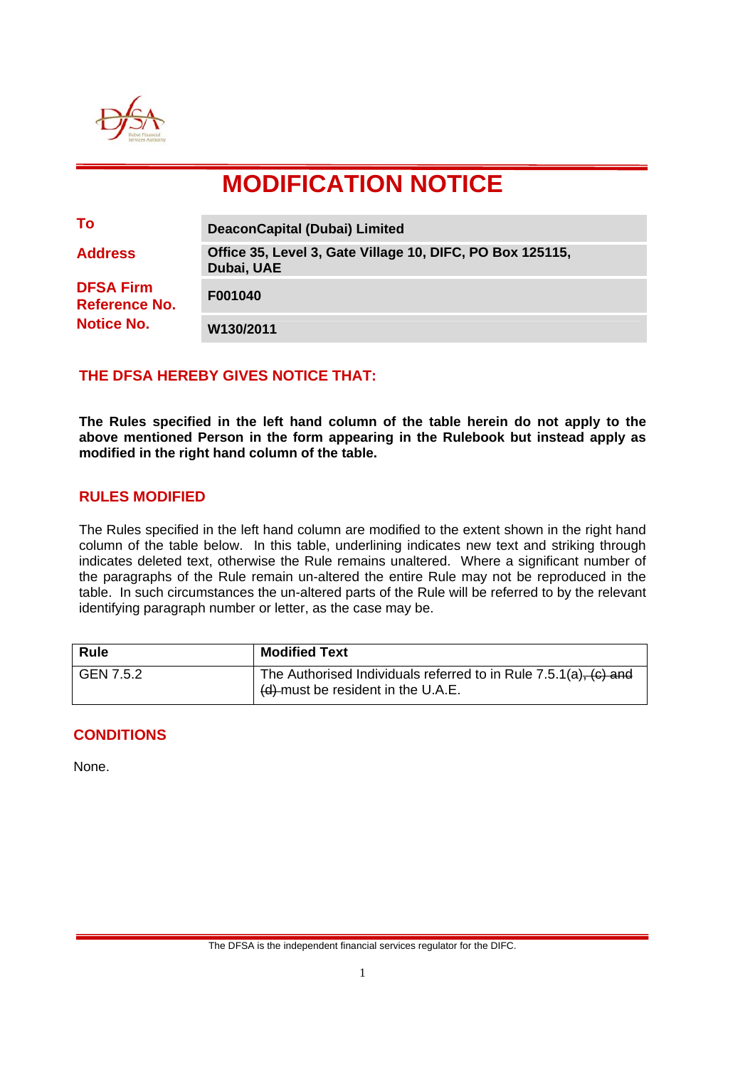# MODIFICATION NOTICE

| | |
|---|---|
| **To** | **DeaconCapital (Dubai) Limited** |
| **Address** | **Office 35, Level 3, Gate Village 10, DIFC, PO Box 125115, Dubai, UAE** |
| **DFSA Firm Reference No.** | **F001040** |
| **Notice No.** | **W130/2011** |

## THE DFSA HEREBY GIVES NOTICE THAT:

**The Rules specified in the left hand column of the table herein do not apply to the above mentioned Person in the form appearing in the Rulebook but instead apply as modified in the right hand column of the table.**

## RULES MODIFIED

The Rules specified in the left hand column are modified to the extent shown in the right hand column of the table below. In this table, underlining indicates new text and striking through indicates deleted text, otherwise the Rule remains unaltered. Where a significant number of the paragraphs of the Rule remain un-altered the entire Rule may not be reproduced in the table. In such circumstances the un-altered parts of the Rule will be referred to by the relevant identifying paragraph number or letter, as the case may be.

| Rule | Modified Text |
|---|---|
| GEN 7.5.2 | The Authorised Individuals referred to in Rule 7.5.1(a)~~, (c) and (d)~~ must be resident in the U.A.E. |

## CONDITIONS

None.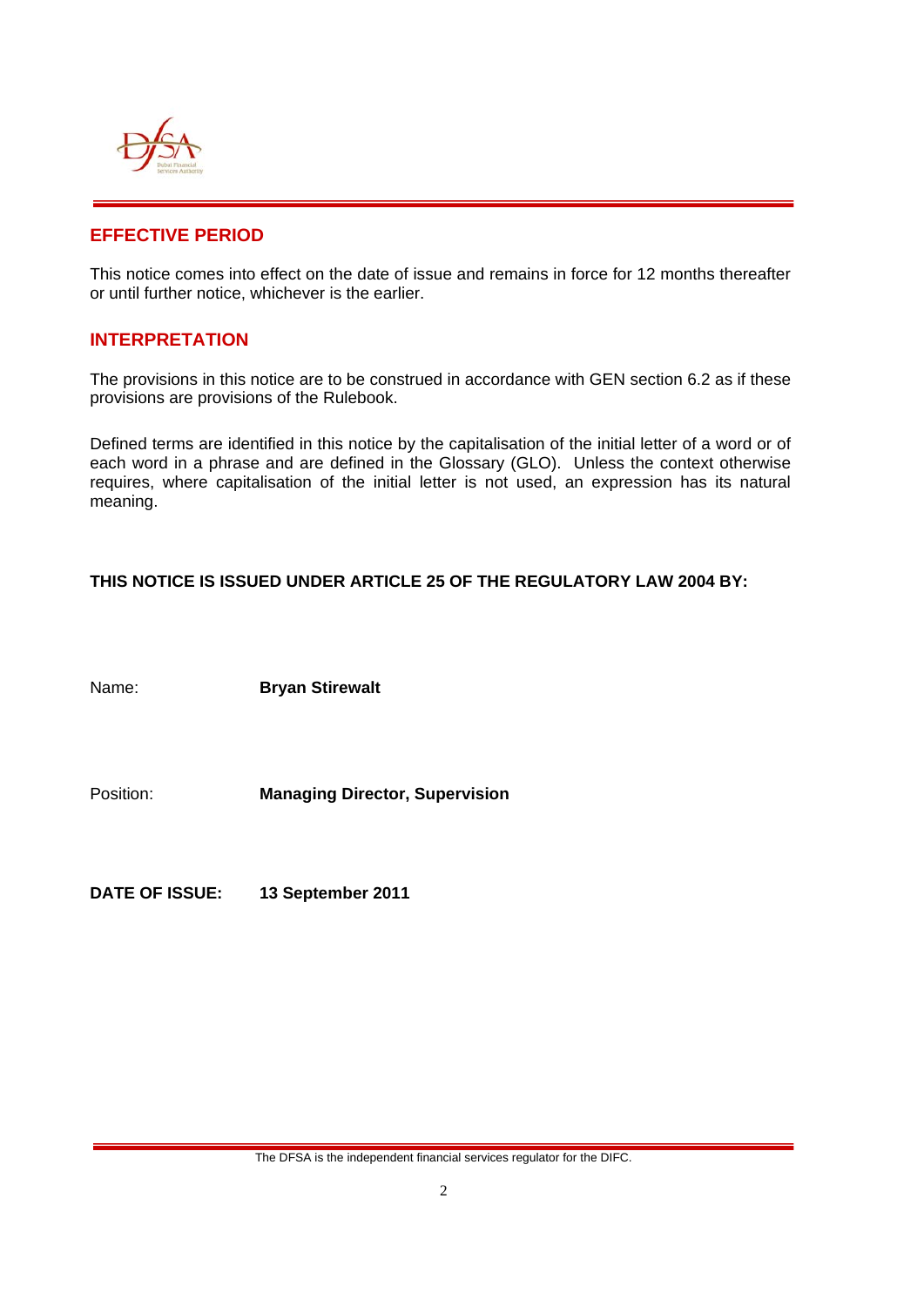## EFFECTIVE PERIOD

This notice comes into effect on the date of issue and remains in force for 12 months thereafter or until further notice, whichever is the earlier.

## INTERPRETATION

The provisions in this notice are to be construed in accordance with GEN section 6.2 as if these provisions are provisions of the Rulebook.

Defined terms are identified in this notice by the capitalisation of the initial letter of a word or of each word in a phrase and are defined in the Glossary (GLO). Unless the context otherwise requires, where capitalisation of the initial letter is not used, an expression has its natural meaning.

**THIS NOTICE IS ISSUED UNDER ARTICLE 25 OF THE REGULATORY LAW 2004 BY:**

Name: **Bryan Stirewalt**

Position: **Managing Director, Supervision**

**DATE OF ISSUE: 13 September 2011**

The DFSA is the independent financial services regulator for the DIFC.